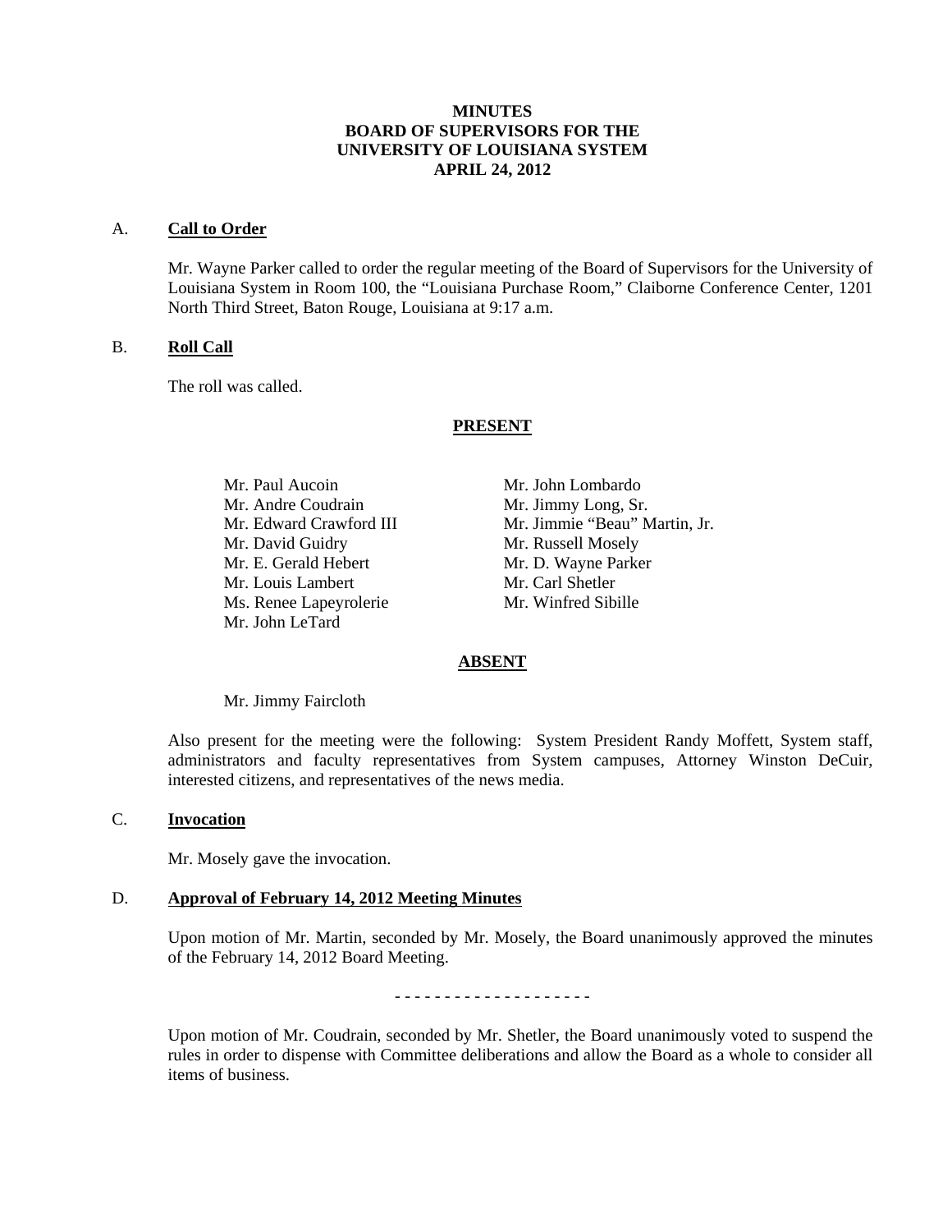# MINUTES
# BOARD OF SUPERVISORS FOR THE UNIVERSITY OF LOUISIANA SYSTEM
# APRIL 24, 2012

## A. Call to Order

Mr. Wayne Parker called to order the regular meeting of the Board of Supervisors for the University of Louisiana System in Room 100, the "Louisiana Purchase Room," Claiborne Conference Center, 1201 North Third Street, Baton Rouge, Louisiana at 9:17 a.m.

## B. Roll Call

The roll was called.

**PRESENT**

Mr. Paul Aucoin
Mr. Andre Coudrain
Mr. Edward Crawford III
Mr. David Guidry
Mr. E. Gerald Hebert
Mr. Louis Lambert
Ms. Renee Lapeyrolerie
Mr. John LeTard
Mr. John Lombardo
Mr. Jimmy Long, Sr.
Mr. Jimmie "Beau" Martin, Jr.
Mr. Russell Mosely
Mr. D. Wayne Parker
Mr. Carl Shetler
Mr. Winfred Sibille

**ABSENT**

Mr. Jimmy Faircloth

Also present for the meeting were the following: System President Randy Moffett, System staff, administrators and faculty representatives from System campuses, Attorney Winston DeCuir, interested citizens, and representatives of the news media.

## C. Invocation

Mr. Mosely gave the invocation.

## D. Approval of February 14, 2012 Meeting Minutes

Upon motion of Mr. Martin, seconded by Mr. Mosely, the Board unanimously approved the minutes of the February 14, 2012 Board Meeting.

- - - - - - - - - - - - - - - - - - - -

Upon motion of Mr. Coudrain, seconded by Mr. Shetler, the Board unanimously voted to suspend the rules in order to dispense with Committee deliberations and allow the Board as a whole to consider all items of business.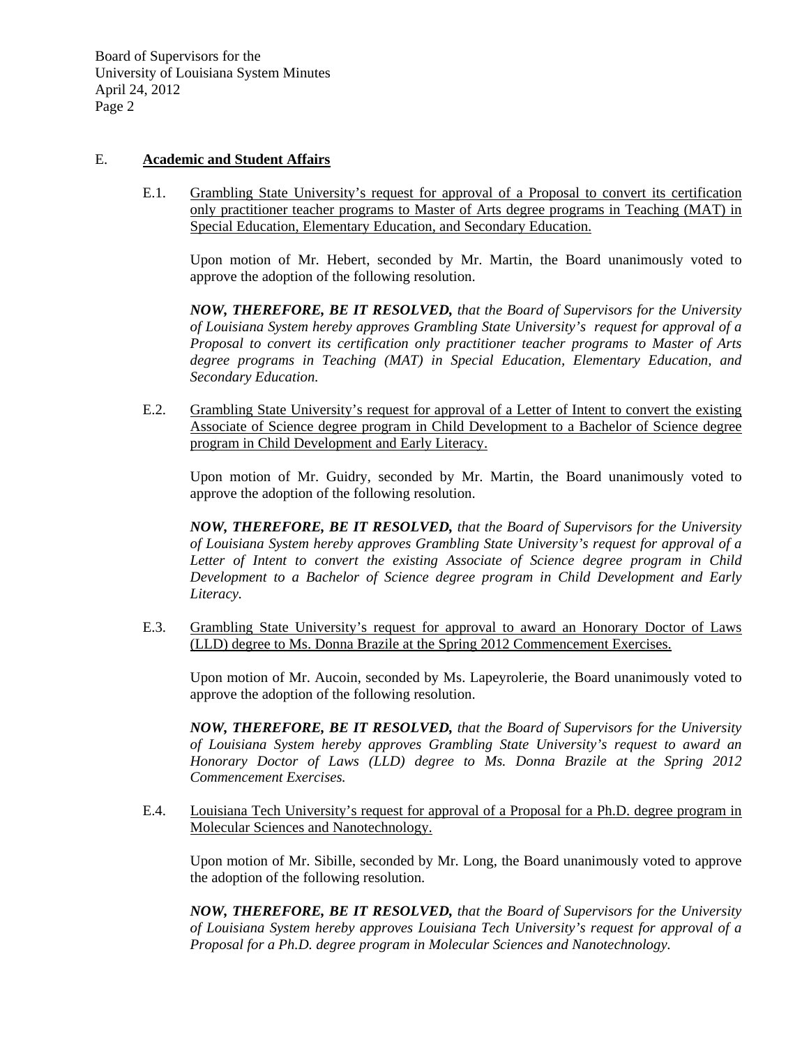## E. **Academic and Student Affairs**

E.1. Grambling State University's request for approval of a Proposal to convert its certification only practitioner teacher programs to Master of Arts degree programs in Teaching (MAT) in Special Education, Elementary Education, and Secondary Education.

Upon motion of Mr. Hebert, seconded by Mr. Martin, the Board unanimously voted to approve the adoption of the following resolution.

***NOW, THEREFORE, BE IT RESOLVED,*** *that the Board of Supervisors for the University of Louisiana System hereby approves Grambling State University's request for approval of a Proposal to convert its certification only practitioner teacher programs to Master of Arts degree programs in Teaching (MAT) in Special Education, Elementary Education, and Secondary Education.*

E.2. Grambling State University's request for approval of a Letter of Intent to convert the existing Associate of Science degree program in Child Development to a Bachelor of Science degree program in Child Development and Early Literacy.

Upon motion of Mr. Guidry, seconded by Mr. Martin, the Board unanimously voted to approve the adoption of the following resolution.

***NOW, THEREFORE, BE IT RESOLVED,*** *that the Board of Supervisors for the University of Louisiana System hereby approves Grambling State University's request for approval of a Letter of Intent to convert the existing Associate of Science degree program in Child Development to a Bachelor of Science degree program in Child Development and Early Literacy.*

E.3. Grambling State University's request for approval to award an Honorary Doctor of Laws (LLD) degree to Ms. Donna Brazile at the Spring 2012 Commencement Exercises.

Upon motion of Mr. Aucoin, seconded by Ms. Lapeyrolerie, the Board unanimously voted to approve the adoption of the following resolution.

***NOW, THEREFORE, BE IT RESOLVED,*** *that the Board of Supervisors for the University of Louisiana System hereby approves Grambling State University's request to award an Honorary Doctor of Laws (LLD) degree to Ms. Donna Brazile at the Spring 2012 Commencement Exercises.*

E.4. Louisiana Tech University's request for approval of a Proposal for a Ph.D. degree program in Molecular Sciences and Nanotechnology.

Upon motion of Mr. Sibille, seconded by Mr. Long, the Board unanimously voted to approve the adoption of the following resolution.

***NOW, THEREFORE, BE IT RESOLVED,*** *that the Board of Supervisors for the University of Louisiana System hereby approves Louisiana Tech University's request for approval of a Proposal for a Ph.D. degree program in Molecular Sciences and Nanotechnology.*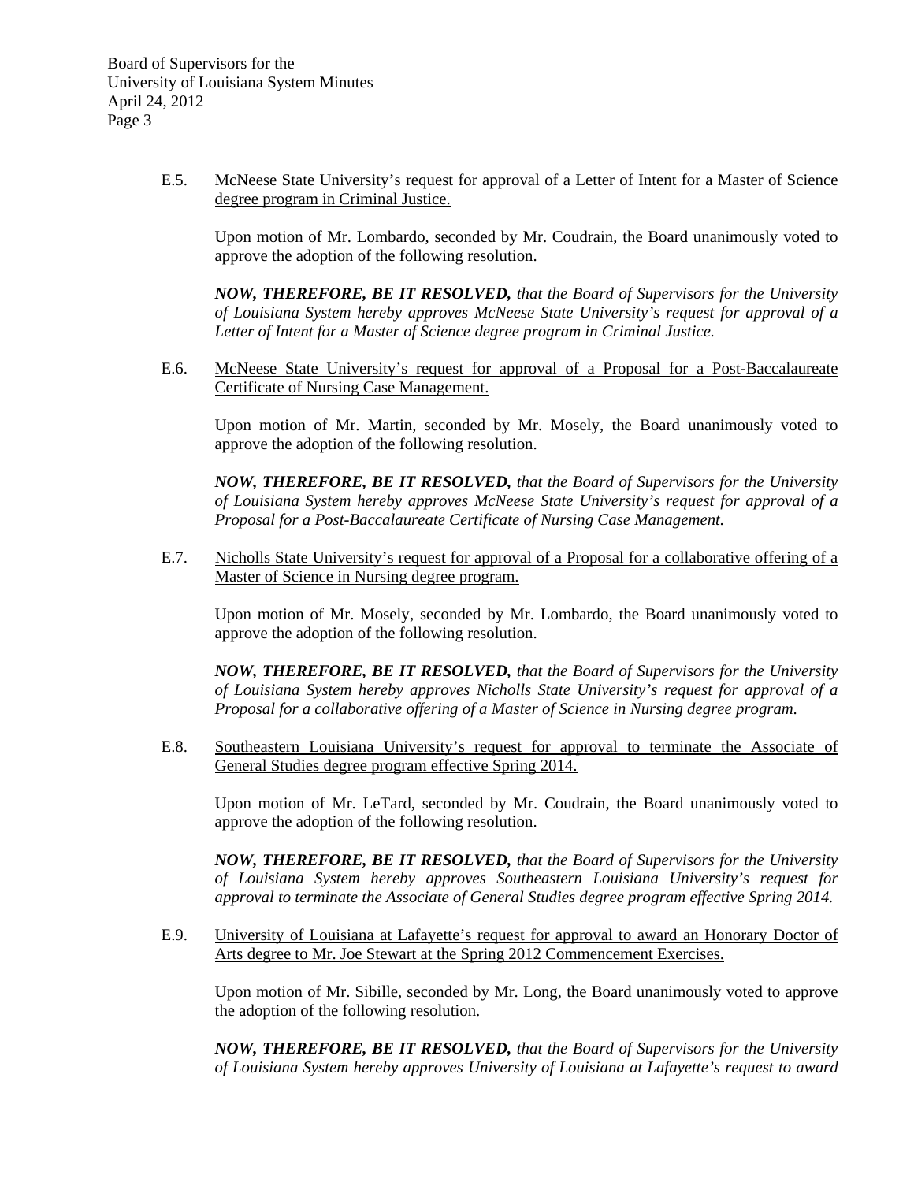E.5. <u>McNeese State University's request for approval of a Letter of Intent for a Master of Science degree program in Criminal Justice.</u>

Upon motion of Mr. Lombardo, seconded by Mr. Coudrain, the Board unanimously voted to approve the adoption of the following resolution.

***NOW, THEREFORE, BE IT RESOLVED,*** *that the Board of Supervisors for the University of Louisiana System hereby approves McNeese State University's request for approval of a Letter of Intent for a Master of Science degree program in Criminal Justice.*

E.6. <u>McNeese State University's request for approval of a Proposal for a Post-Baccalaureate Certificate of Nursing Case Management.</u>

Upon motion of Mr. Martin, seconded by Mr. Mosely, the Board unanimously voted to approve the adoption of the following resolution.

***NOW, THEREFORE, BE IT RESOLVED,*** *that the Board of Supervisors for the University of Louisiana System hereby approves McNeese State University's request for approval of a Proposal for a Post-Baccalaureate Certificate of Nursing Case Management.*

E.7. <u>Nicholls State University's request for approval of a Proposal for a collaborative offering of a Master of Science in Nursing degree program.</u>

Upon motion of Mr. Mosely, seconded by Mr. Lombardo, the Board unanimously voted to approve the adoption of the following resolution.

***NOW, THEREFORE, BE IT RESOLVED,*** *that the Board of Supervisors for the University of Louisiana System hereby approves Nicholls State University's request for approval of a Proposal for a collaborative offering of a Master of Science in Nursing degree program.*

E.8. <u>Southeastern Louisiana University's request for approval to terminate the Associate of General Studies degree program effective Spring 2014.</u>

Upon motion of Mr. LeTard, seconded by Mr. Coudrain, the Board unanimously voted to approve the adoption of the following resolution.

***NOW, THEREFORE, BE IT RESOLVED,*** *that the Board of Supervisors for the University of Louisiana System hereby approves Southeastern Louisiana University's request for approval to terminate the Associate of General Studies degree program effective Spring 2014.*

E.9. <u>University of Louisiana at Lafayette's request for approval to award an Honorary Doctor of Arts degree to Mr. Joe Stewart at the Spring 2012 Commencement Exercises.</u>

Upon motion of Mr. Sibille, seconded by Mr. Long, the Board unanimously voted to approve the adoption of the following resolution.

***NOW, THEREFORE, BE IT RESOLVED,*** *that the Board of Supervisors for the University of Louisiana System hereby approves University of Louisiana at Lafayette's request to award*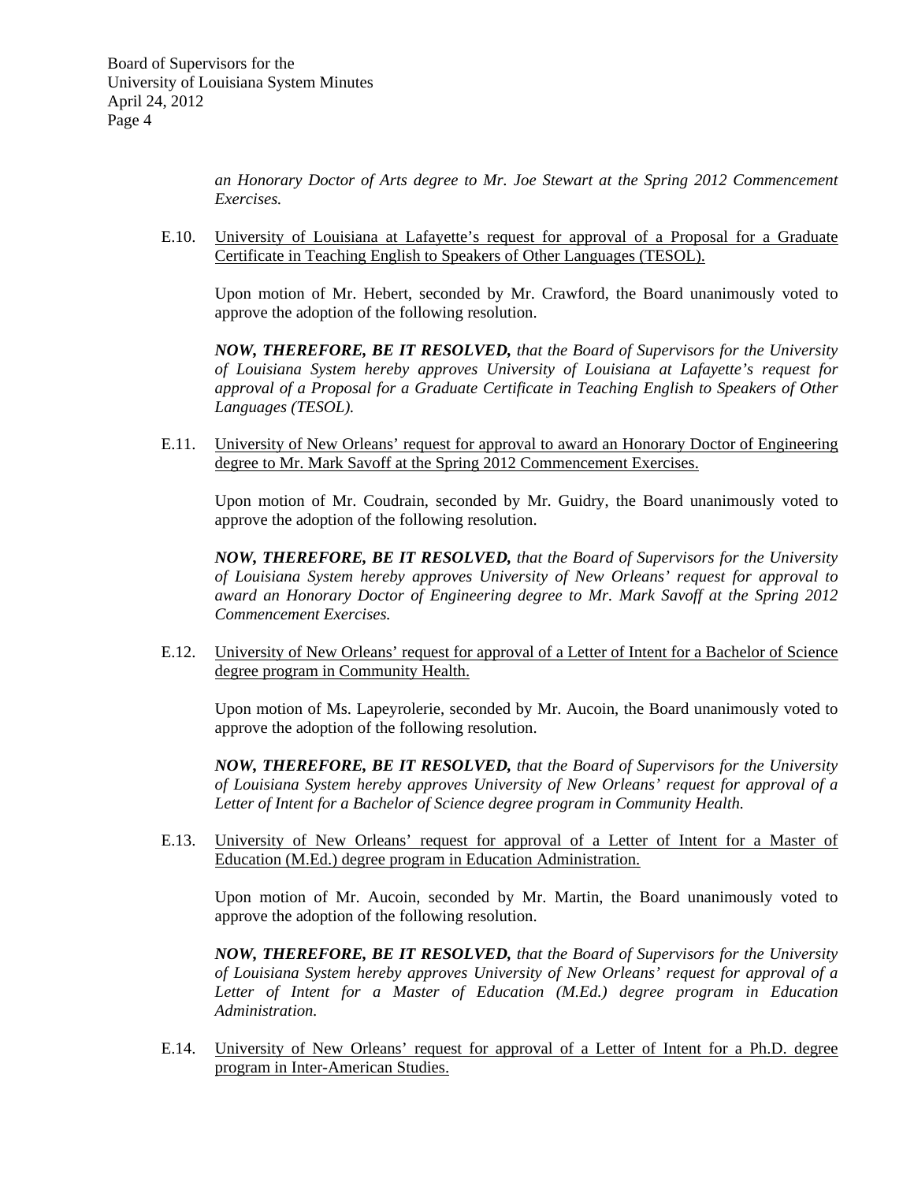*an Honorary Doctor of Arts degree to Mr. Joe Stewart at the Spring 2012 Commencement Exercises.*

E.10. University of Louisiana at Lafayette's request for approval of a Proposal for a Graduate Certificate in Teaching English to Speakers of Other Languages (TESOL).

Upon motion of Mr. Hebert, seconded by Mr. Crawford, the Board unanimously voted to approve the adoption of the following resolution.

***NOW, THEREFORE, BE IT RESOLVED,*** *that the Board of Supervisors for the University of Louisiana System hereby approves University of Louisiana at Lafayette's request for approval of a Proposal for a Graduate Certificate in Teaching English to Speakers of Other Languages (TESOL).*

E.11. University of New Orleans' request for approval to award an Honorary Doctor of Engineering degree to Mr. Mark Savoff at the Spring 2012 Commencement Exercises.

Upon motion of Mr. Coudrain, seconded by Mr. Guidry, the Board unanimously voted to approve the adoption of the following resolution.

***NOW, THEREFORE, BE IT RESOLVED,*** *that the Board of Supervisors for the University of Louisiana System hereby approves University of New Orleans' request for approval to award an Honorary Doctor of Engineering degree to Mr. Mark Savoff at the Spring 2012 Commencement Exercises.*

E.12. University of New Orleans' request for approval of a Letter of Intent for a Bachelor of Science degree program in Community Health.

Upon motion of Ms. Lapeyrolerie, seconded by Mr. Aucoin, the Board unanimously voted to approve the adoption of the following resolution.

***NOW, THEREFORE, BE IT RESOLVED,*** *that the Board of Supervisors for the University of Louisiana System hereby approves University of New Orleans' request for approval of a Letter of Intent for a Bachelor of Science degree program in Community Health.*

E.13. University of New Orleans' request for approval of a Letter of Intent for a Master of Education (M.Ed.) degree program in Education Administration.

Upon motion of Mr. Aucoin, seconded by Mr. Martin, the Board unanimously voted to approve the adoption of the following resolution.

***NOW, THEREFORE, BE IT RESOLVED,*** *that the Board of Supervisors for the University of Louisiana System hereby approves University of New Orleans' request for approval of a Letter of Intent for a Master of Education (M.Ed.) degree program in Education Administration.*

E.14. University of New Orleans' request for approval of a Letter of Intent for a Ph.D. degree program in Inter-American Studies.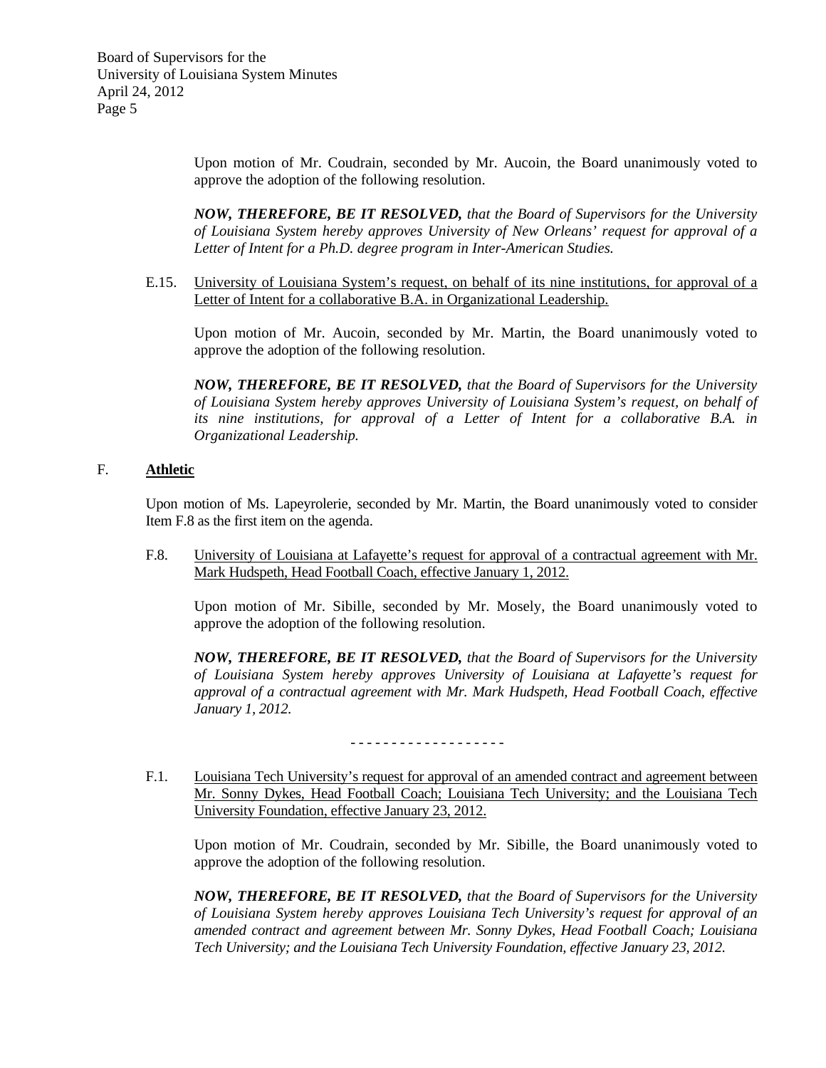Upon motion of Mr. Coudrain, seconded by Mr. Aucoin, the Board unanimously voted to approve the adoption of the following resolution.

***NOW, THEREFORE, BE IT RESOLVED,*** *that the Board of Supervisors for the University of Louisiana System hereby approves University of New Orleans' request for approval of a Letter of Intent for a Ph.D. degree program in Inter-American Studies.*

E.15. University of Louisiana System's request, on behalf of its nine institutions, for approval of a Letter of Intent for a collaborative B.A. in Organizational Leadership.

Upon motion of Mr. Aucoin, seconded by Mr. Martin, the Board unanimously voted to approve the adoption of the following resolution.

***NOW, THEREFORE, BE IT RESOLVED,*** *that the Board of Supervisors for the University of Louisiana System hereby approves University of Louisiana System's request, on behalf of its nine institutions, for approval of a Letter of Intent for a collaborative B.A. in Organizational Leadership.*

## F. Athletic

Upon motion of Ms. Lapeyrolerie, seconded by Mr. Martin, the Board unanimously voted to consider Item F.8 as the first item on the agenda.

F.8. University of Louisiana at Lafayette's request for approval of a contractual agreement with Mr. Mark Hudspeth, Head Football Coach, effective January 1, 2012.

Upon motion of Mr. Sibille, seconded by Mr. Mosely, the Board unanimously voted to approve the adoption of the following resolution.

***NOW, THEREFORE, BE IT RESOLVED,*** *that the Board of Supervisors for the University of Louisiana System hereby approves University of Louisiana at Lafayette's request for approval of a contractual agreement with Mr. Mark Hudspeth, Head Football Coach, effective January 1, 2012.*

\- - - - - - - - - - - - - - - - - - -

F.1. Louisiana Tech University's request for approval of an amended contract and agreement between Mr. Sonny Dykes, Head Football Coach; Louisiana Tech University; and the Louisiana Tech University Foundation, effective January 23, 2012.

Upon motion of Mr. Coudrain, seconded by Mr. Sibille, the Board unanimously voted to approve the adoption of the following resolution.

***NOW, THEREFORE, BE IT RESOLVED,*** *that the Board of Supervisors for the University of Louisiana System hereby approves Louisiana Tech University's request for approval of an amended contract and agreement between Mr. Sonny Dykes, Head Football Coach; Louisiana Tech University; and the Louisiana Tech University Foundation, effective January 23, 2012.*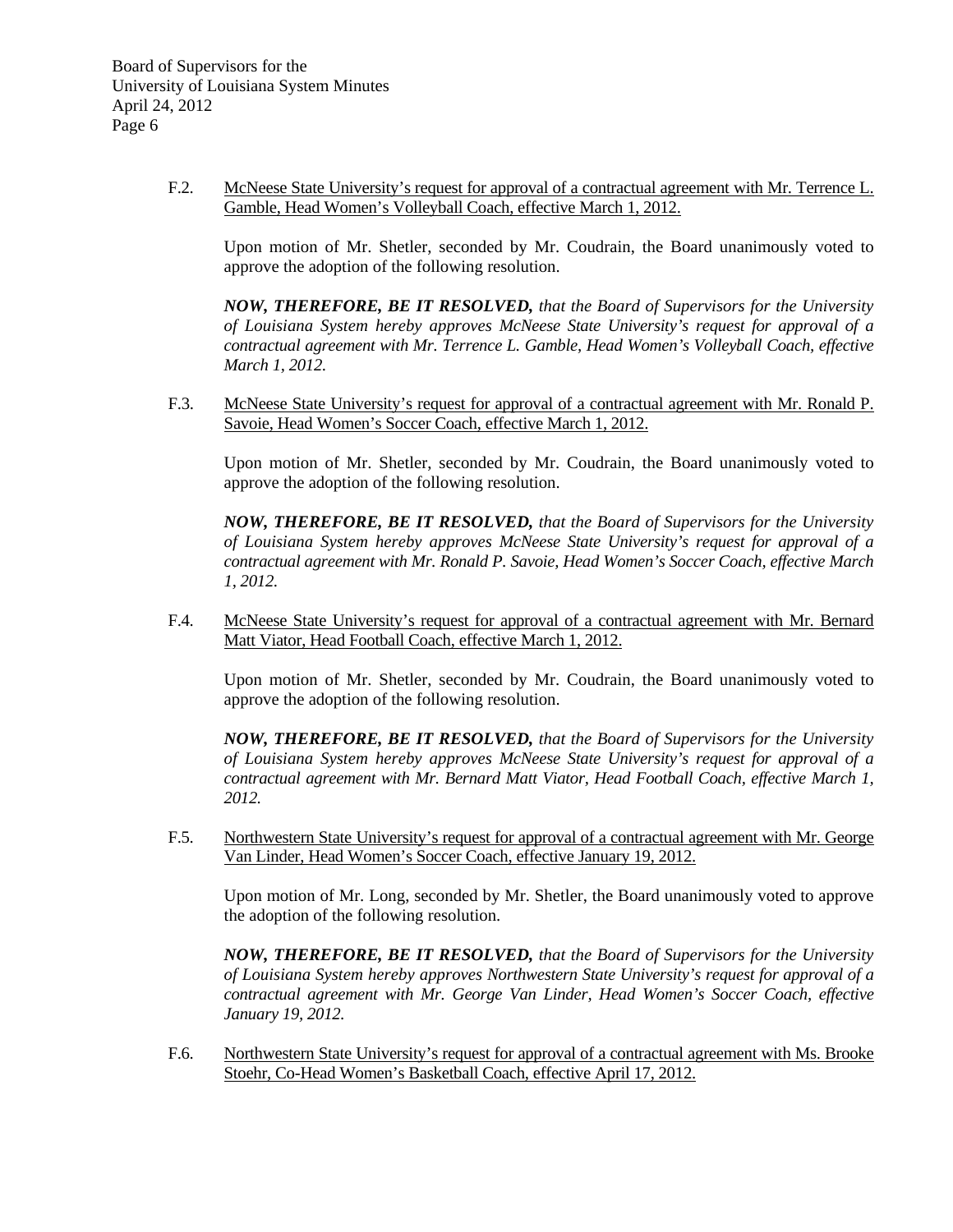F.2. <u>McNeese State University's request for approval of a contractual agreement with Mr. Terrence L. Gamble, Head Women's Volleyball Coach, effective March 1, 2012.</u>

Upon motion of Mr. Shetler, seconded by Mr. Coudrain, the Board unanimously voted to approve the adoption of the following resolution.

***NOW, THEREFORE, BE IT RESOLVED,*** *that the Board of Supervisors for the University of Louisiana System hereby approves McNeese State University's request for approval of a contractual agreement with Mr. Terrence L. Gamble, Head Women's Volleyball Coach, effective March 1, 2012.*

F.3. <u>McNeese State University's request for approval of a contractual agreement with Mr. Ronald P. Savoie, Head Women's Soccer Coach, effective March 1, 2012.</u>

Upon motion of Mr. Shetler, seconded by Mr. Coudrain, the Board unanimously voted to approve the adoption of the following resolution.

***NOW, THEREFORE, BE IT RESOLVED,*** *that the Board of Supervisors for the University of Louisiana System hereby approves McNeese State University's request for approval of a contractual agreement with Mr. Ronald P. Savoie, Head Women's Soccer Coach, effective March 1, 2012.*

F.4. <u>McNeese State University's request for approval of a contractual agreement with Mr. Bernard Matt Viator, Head Football Coach, effective March 1, 2012.</u>

Upon motion of Mr. Shetler, seconded by Mr. Coudrain, the Board unanimously voted to approve the adoption of the following resolution.

***NOW, THEREFORE, BE IT RESOLVED,*** *that the Board of Supervisors for the University of Louisiana System hereby approves McNeese State University's request for approval of a contractual agreement with Mr. Bernard Matt Viator, Head Football Coach, effective March 1, 2012.*

F.5. <u>Northwestern State University's request for approval of a contractual agreement with Mr. George Van Linder, Head Women's Soccer Coach, effective January 19, 2012.</u>

Upon motion of Mr. Long, seconded by Mr. Shetler, the Board unanimously voted to approve the adoption of the following resolution.

***NOW, THEREFORE, BE IT RESOLVED,*** *that the Board of Supervisors for the University of Louisiana System hereby approves Northwestern State University's request for approval of a contractual agreement with Mr. George Van Linder, Head Women's Soccer Coach, effective January 19, 2012.*

F.6. <u>Northwestern State University's request for approval of a contractual agreement with Ms. Brooke Stoehr, Co-Head Women's Basketball Coach, effective April 17, 2012.</u>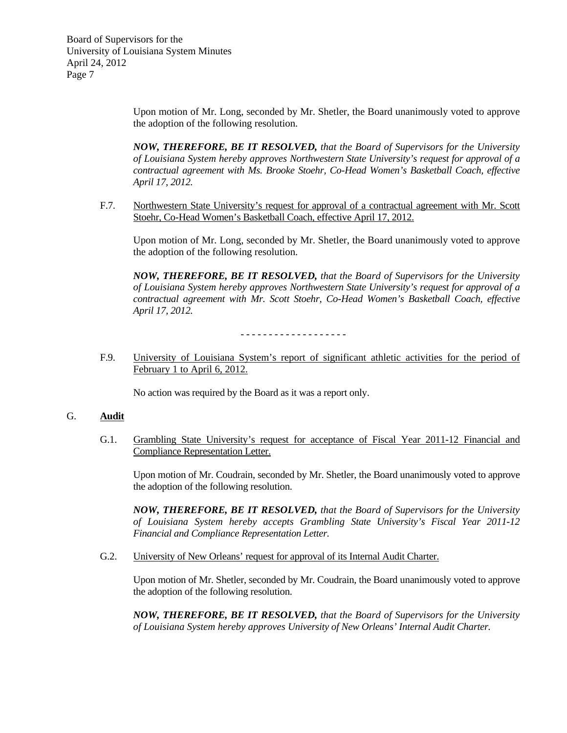Upon motion of Mr. Long, seconded by Mr. Shetler, the Board unanimously voted to approve the adoption of the following resolution.

***NOW, THEREFORE, BE IT RESOLVED,*** *that the Board of Supervisors for the University of Louisiana System hereby approves Northwestern State University's request for approval of a contractual agreement with Ms. Brooke Stoehr, Co-Head Women's Basketball Coach, effective April 17, 2012.*

F.7. Northwestern State University's request for approval of a contractual agreement with Mr. Scott Stoehr, Co-Head Women's Basketball Coach, effective April 17, 2012.

Upon motion of Mr. Long, seconded by Mr. Shetler, the Board unanimously voted to approve the adoption of the following resolution.

***NOW, THEREFORE, BE IT RESOLVED,*** *that the Board of Supervisors for the University of Louisiana System hereby approves Northwestern State University's request for approval of a contractual agreement with Mr. Scott Stoehr, Co-Head Women's Basketball Coach, effective April 17, 2012.*

\- - - - - - - - - - - - - - - - - - -

F.9. University of Louisiana System's report of significant athletic activities for the period of February 1 to April 6, 2012.

No action was required by the Board as it was a report only.

## G. Audit

G.1. Grambling State University's request for acceptance of Fiscal Year 2011-12 Financial and Compliance Representation Letter.

Upon motion of Mr. Coudrain, seconded by Mr. Shetler, the Board unanimously voted to approve the adoption of the following resolution.

***NOW, THEREFORE, BE IT RESOLVED,*** *that the Board of Supervisors for the University of Louisiana System hereby accepts Grambling State University's Fiscal Year 2011-12 Financial and Compliance Representation Letter.*

G.2. University of New Orleans' request for approval of its Internal Audit Charter.

Upon motion of Mr. Shetler, seconded by Mr. Coudrain, the Board unanimously voted to approve the adoption of the following resolution.

***NOW, THEREFORE, BE IT RESOLVED,*** *that the Board of Supervisors for the University of Louisiana System hereby approves University of New Orleans' Internal Audit Charter.*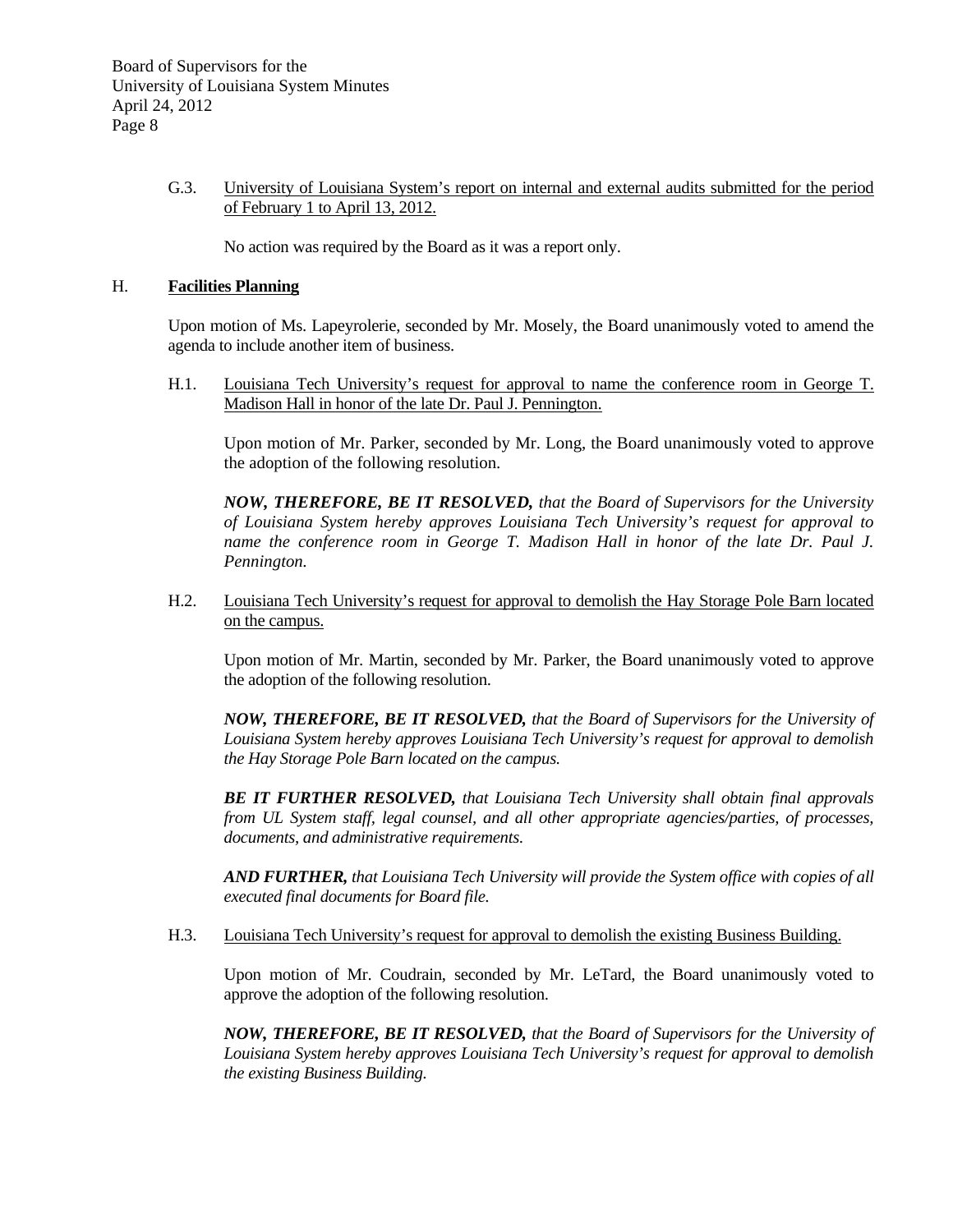G.3. University of Louisiana System's report on internal and external audits submitted for the period of February 1 to April 13, 2012.

No action was required by the Board as it was a report only.

## H. **Facilities Planning**

Upon motion of Ms. Lapeyrolerie, seconded by Mr. Mosely, the Board unanimously voted to amend the agenda to include another item of business.

H.1. Louisiana Tech University's request for approval to name the conference room in George T. Madison Hall in honor of the late Dr. Paul J. Pennington.

Upon motion of Mr. Parker, seconded by Mr. Long, the Board unanimously voted to approve the adoption of the following resolution.

***NOW, THEREFORE, BE IT RESOLVED,*** *that the Board of Supervisors for the University of Louisiana System hereby approves Louisiana Tech University's request for approval to name the conference room in George T. Madison Hall in honor of the late Dr. Paul J. Pennington.*

H.2. Louisiana Tech University's request for approval to demolish the Hay Storage Pole Barn located on the campus.

Upon motion of Mr. Martin, seconded by Mr. Parker, the Board unanimously voted to approve the adoption of the following resolution.

***NOW, THEREFORE, BE IT RESOLVED,*** *that the Board of Supervisors for the University of Louisiana System hereby approves Louisiana Tech University's request for approval to demolish the Hay Storage Pole Barn located on the campus.*

***BE IT FURTHER RESOLVED,*** *that Louisiana Tech University shall obtain final approvals from UL System staff, legal counsel, and all other appropriate agencies/parties, of processes, documents, and administrative requirements.*

***AND FURTHER,*** *that Louisiana Tech University will provide the System office with copies of all executed final documents for Board file.*

H.3. Louisiana Tech University's request for approval to demolish the existing Business Building.

Upon motion of Mr. Coudrain, seconded by Mr. LeTard, the Board unanimously voted to approve the adoption of the following resolution.

***NOW, THEREFORE, BE IT RESOLVED,*** *that the Board of Supervisors for the University of Louisiana System hereby approves Louisiana Tech University's request for approval to demolish the existing Business Building.*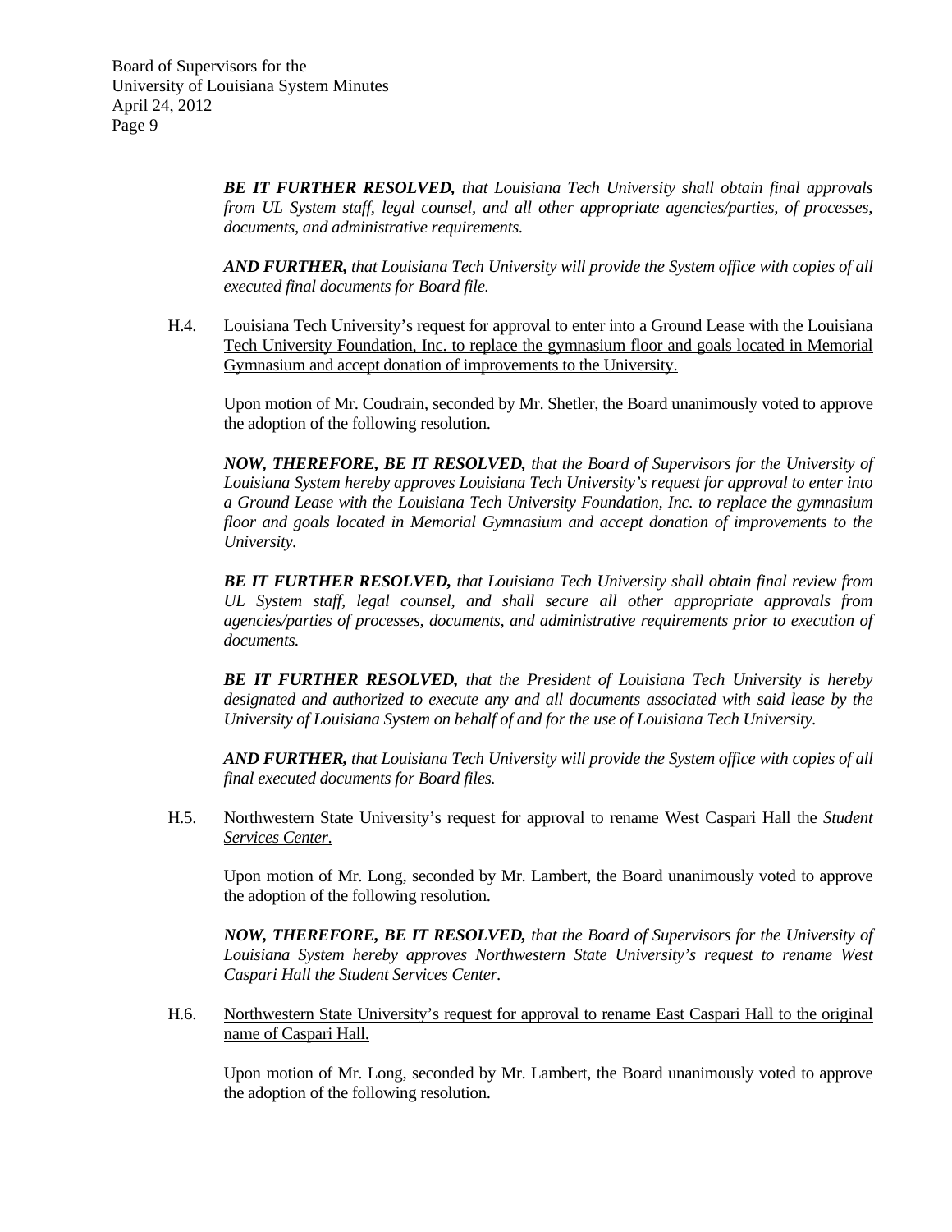***BE IT FURTHER RESOLVED,*** *that Louisiana Tech University shall obtain final approvals from UL System staff, legal counsel, and all other appropriate agencies/parties, of processes, documents, and administrative requirements.*

***AND FURTHER,*** *that Louisiana Tech University will provide the System office with copies of all executed final documents for Board file.*

H.4. Louisiana Tech University's request for approval to enter into a Ground Lease with the Louisiana Tech University Foundation, Inc. to replace the gymnasium floor and goals located in Memorial Gymnasium and accept donation of improvements to the University.

Upon motion of Mr. Coudrain, seconded by Mr. Shetler, the Board unanimously voted to approve the adoption of the following resolution.

***NOW, THEREFORE, BE IT RESOLVED,*** *that the Board of Supervisors for the University of Louisiana System hereby approves Louisiana Tech University's request for approval to enter into a Ground Lease with the Louisiana Tech University Foundation, Inc. to replace the gymnasium floor and goals located in Memorial Gymnasium and accept donation of improvements to the University.*

***BE IT FURTHER RESOLVED,*** *that Louisiana Tech University shall obtain final review from UL System staff, legal counsel, and shall secure all other appropriate approvals from agencies/parties of processes, documents, and administrative requirements prior to execution of documents.*

***BE IT FURTHER RESOLVED,*** *that the President of Louisiana Tech University is hereby designated and authorized to execute any and all documents associated with said lease by the University of Louisiana System on behalf of and for the use of Louisiana Tech University.*

***AND FURTHER,*** *that Louisiana Tech University will provide the System office with copies of all final executed documents for Board files.*

H.5. Northwestern State University's request for approval to rename West Caspari Hall the *Student Services Center*.

Upon motion of Mr. Long, seconded by Mr. Lambert, the Board unanimously voted to approve the adoption of the following resolution.

***NOW, THEREFORE, BE IT RESOLVED,*** *that the Board of Supervisors for the University of Louisiana System hereby approves Northwestern State University's request to rename West Caspari Hall the Student Services Center.*

H.6. Northwestern State University's request for approval to rename East Caspari Hall to the original name of Caspari Hall.

Upon motion of Mr. Long, seconded by Mr. Lambert, the Board unanimously voted to approve the adoption of the following resolution.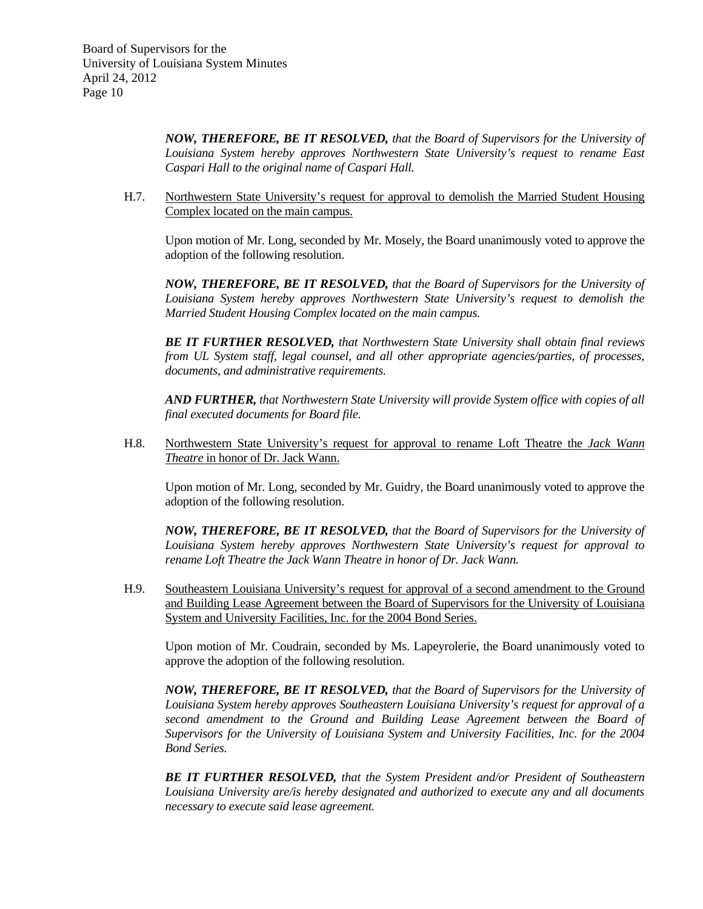***NOW, THEREFORE, BE IT RESOLVED,*** *that the Board of Supervisors for the University of Louisiana System hereby approves Northwestern State University's request to rename East Caspari Hall to the original name of Caspari Hall.*

H.7. <u>Northwestern State University's request for approval to demolish the Married Student Housing Complex located on the main campus.</u>

Upon motion of Mr. Long, seconded by Mr. Mosely, the Board unanimously voted to approve the adoption of the following resolution.

***NOW, THEREFORE, BE IT RESOLVED,*** *that the Board of Supervisors for the University of Louisiana System hereby approves Northwestern State University's request to demolish the Married Student Housing Complex located on the main campus.*

***BE IT FURTHER RESOLVED,*** *that Northwestern State University shall obtain final reviews from UL System staff, legal counsel, and all other appropriate agencies/parties, of processes, documents, and administrative requirements.*

***AND FURTHER,*** *that Northwestern State University will provide System office with copies of all final executed documents for Board file.*

H.8. <u>Northwestern State University's request for approval to rename Loft Theatre the *Jack Wann Theatre* in honor of Dr. Jack Wann.</u>

Upon motion of Mr. Long, seconded by Mr. Guidry, the Board unanimously voted to approve the adoption of the following resolution.

***NOW, THEREFORE, BE IT RESOLVED,*** *that the Board of Supervisors for the University of Louisiana System hereby approves Northwestern State University's request for approval to rename Loft Theatre the Jack Wann Theatre in honor of Dr. Jack Wann.*

H.9. <u>Southeastern Louisiana University's request for approval of a second amendment to the Ground and Building Lease Agreement between the Board of Supervisors for the University of Louisiana System and University Facilities, Inc. for the 2004 Bond Series.</u>

Upon motion of Mr. Coudrain, seconded by Ms. Lapeyrolerie, the Board unanimously voted to approve the adoption of the following resolution.

***NOW, THEREFORE, BE IT RESOLVED,*** *that the Board of Supervisors for the University of Louisiana System hereby approves Southeastern Louisiana University's request for approval of a second amendment to the Ground and Building Lease Agreement between the Board of Supervisors for the University of Louisiana System and University Facilities, Inc. for the 2004 Bond Series.*

***BE IT FURTHER RESOLVED,*** *that the System President and/or President of Southeastern Louisiana University are/is hereby designated and authorized to execute any and all documents necessary to execute said lease agreement.*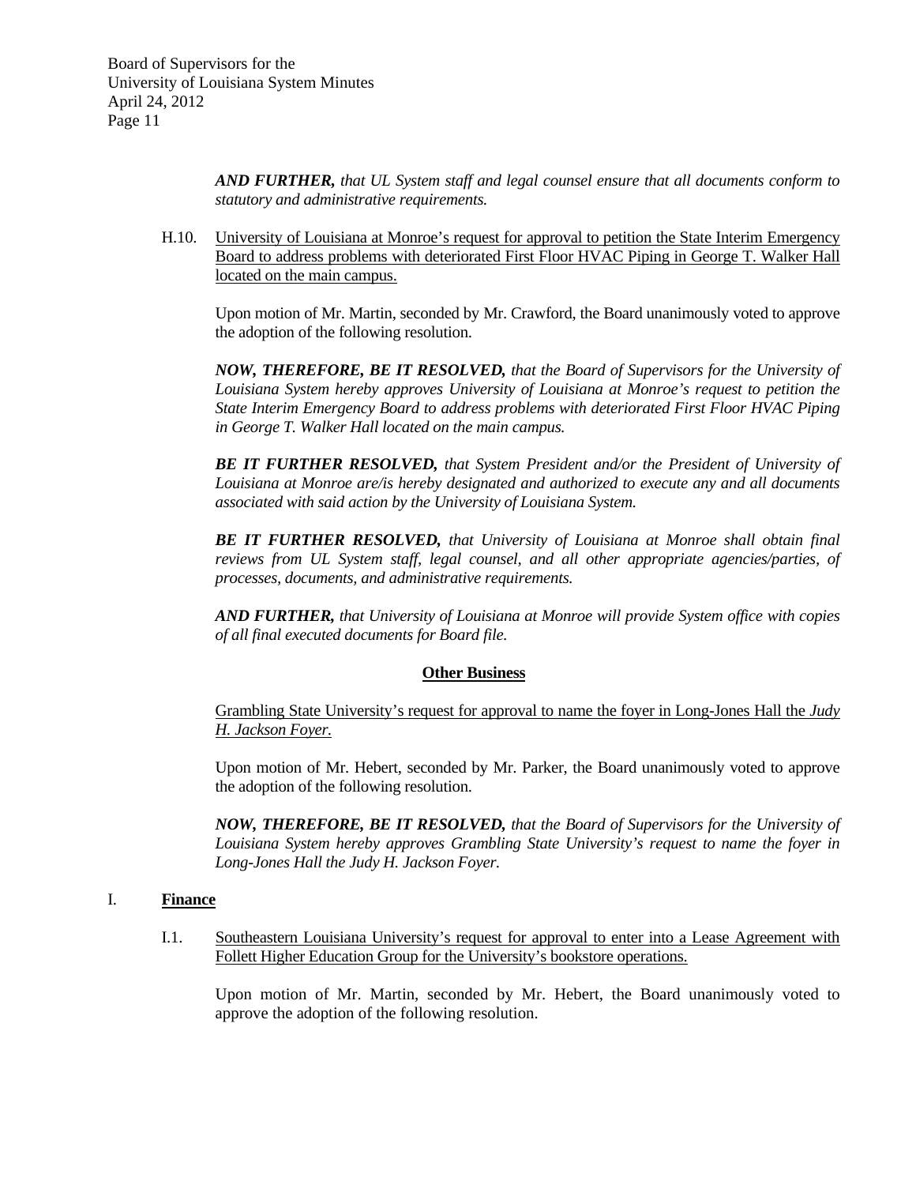***AND FURTHER,*** *that UL System staff and legal counsel ensure that all documents conform to statutory and administrative requirements.*

H.10. University of Louisiana at Monroe's request for approval to petition the State Interim Emergency Board to address problems with deteriorated First Floor HVAC Piping in George T. Walker Hall located on the main campus.

Upon motion of Mr. Martin, seconded by Mr. Crawford, the Board unanimously voted to approve the adoption of the following resolution.

***NOW, THEREFORE, BE IT RESOLVED,*** *that the Board of Supervisors for the University of Louisiana System hereby approves University of Louisiana at Monroe's request to petition the State Interim Emergency Board to address problems with deteriorated First Floor HVAC Piping in George T. Walker Hall located on the main campus.*

***BE IT FURTHER RESOLVED,*** *that System President and/or the President of University of Louisiana at Monroe are/is hereby designated and authorized to execute any and all documents associated with said action by the University of Louisiana System.*

***BE IT FURTHER RESOLVED,*** *that University of Louisiana at Monroe shall obtain final reviews from UL System staff, legal counsel, and all other appropriate agencies/parties, of processes, documents, and administrative requirements.*

***AND FURTHER,*** *that University of Louisiana at Monroe will provide System office with copies of all final executed documents for Board file.*

**Other Business**

Grambling State University's request for approval to name the foyer in Long-Jones Hall the *Judy H. Jackson Foyer.*

Upon motion of Mr. Hebert, seconded by Mr. Parker, the Board unanimously voted to approve the adoption of the following resolution.

***NOW, THEREFORE, BE IT RESOLVED,*** *that the Board of Supervisors for the University of Louisiana System hereby approves Grambling State University's request to name the foyer in Long-Jones Hall the Judy H. Jackson Foyer.*

## I. **Finance**

I.1. Southeastern Louisiana University's request for approval to enter into a Lease Agreement with Follett Higher Education Group for the University's bookstore operations.

Upon motion of Mr. Martin, seconded by Mr. Hebert, the Board unanimously voted to approve the adoption of the following resolution.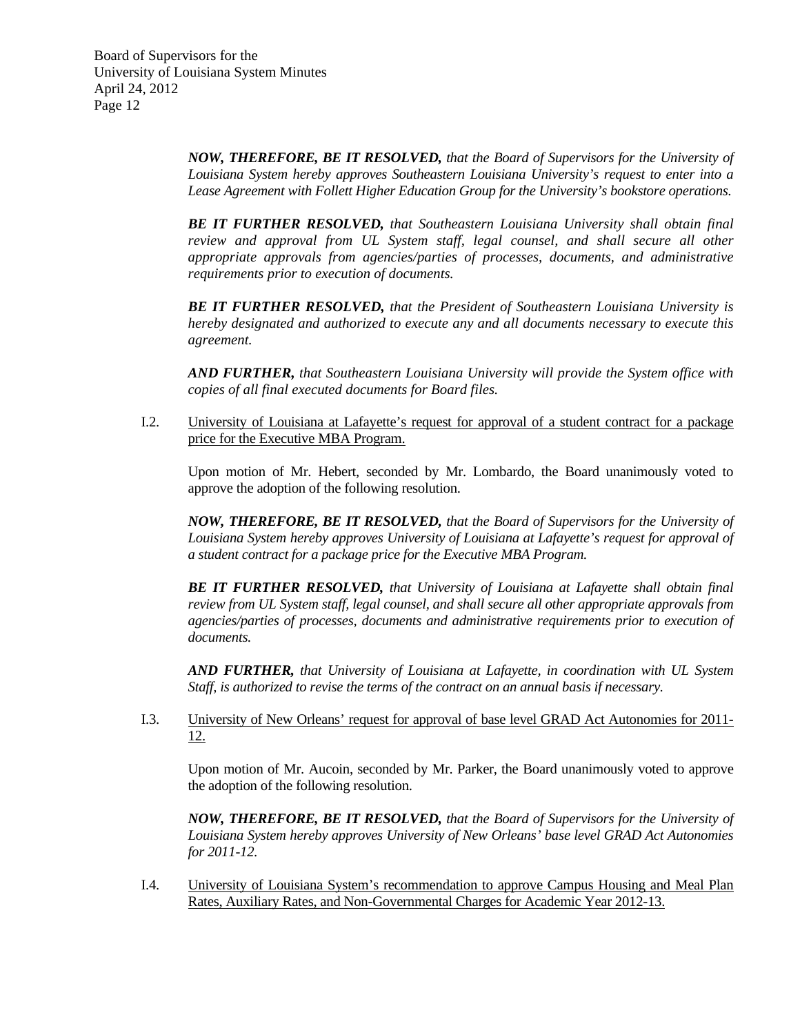***NOW, THEREFORE, BE IT RESOLVED,*** *that the Board of Supervisors for the University of Louisiana System hereby approves Southeastern Louisiana University's request to enter into a Lease Agreement with Follett Higher Education Group for the University's bookstore operations.*

***BE IT FURTHER RESOLVED,*** *that Southeastern Louisiana University shall obtain final review and approval from UL System staff, legal counsel, and shall secure all other appropriate approvals from agencies/parties of processes, documents, and administrative requirements prior to execution of documents.*

***BE IT FURTHER RESOLVED,*** *that the President of Southeastern Louisiana University is hereby designated and authorized to execute any and all documents necessary to execute this agreement.*

***AND FURTHER,*** *that Southeastern Louisiana University will provide the System office with copies of all final executed documents for Board files.*

I.2. <u>University of Louisiana at Lafayette's request for approval of a student contract for a package price for the Executive MBA Program.</u>

Upon motion of Mr. Hebert, seconded by Mr. Lombardo, the Board unanimously voted to approve the adoption of the following resolution.

***NOW, THEREFORE, BE IT RESOLVED,*** *that the Board of Supervisors for the University of Louisiana System hereby approves University of Louisiana at Lafayette's request for approval of a student contract for a package price for the Executive MBA Program.*

***BE IT FURTHER RESOLVED,*** *that University of Louisiana at Lafayette shall obtain final review from UL System staff, legal counsel, and shall secure all other appropriate approvals from agencies/parties of processes, documents and administrative requirements prior to execution of documents.*

***AND FURTHER,*** *that University of Louisiana at Lafayette, in coordination with UL System Staff, is authorized to revise the terms of the contract on an annual basis if necessary.*

I.3. <u>University of New Orleans' request for approval of base level GRAD Act Autonomies for 2011-12.</u>

Upon motion of Mr. Aucoin, seconded by Mr. Parker, the Board unanimously voted to approve the adoption of the following resolution.

***NOW, THEREFORE, BE IT RESOLVED,*** *that the Board of Supervisors for the University of Louisiana System hereby approves University of New Orleans' base level GRAD Act Autonomies for 2011-12.*

I.4. <u>University of Louisiana System's recommendation to approve Campus Housing and Meal Plan Rates, Auxiliary Rates, and Non-Governmental Charges for Academic Year 2012-13.</u>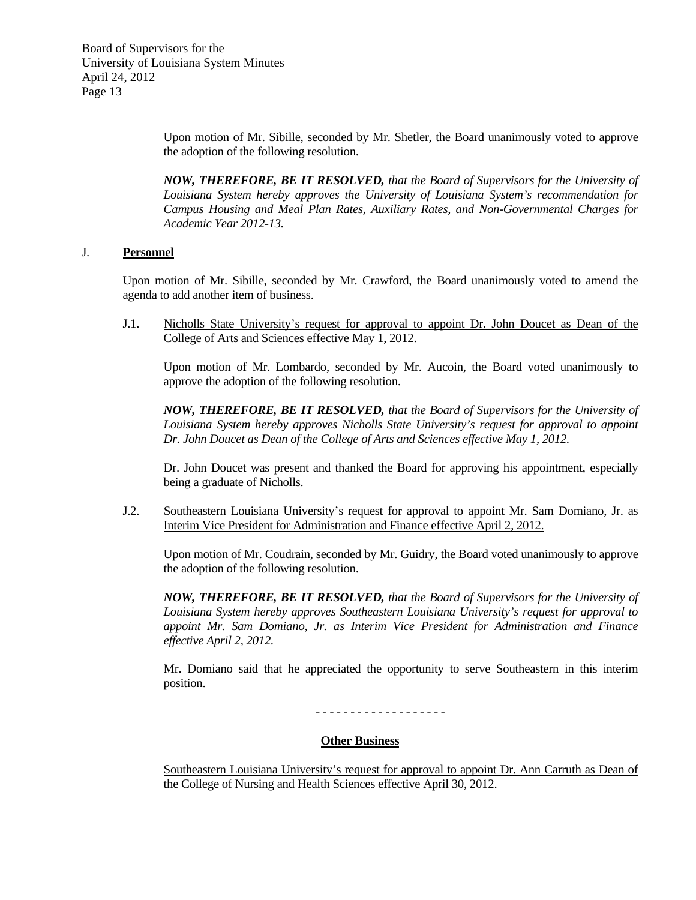Upon motion of Mr. Sibille, seconded by Mr. Shetler, the Board unanimously voted to approve the adoption of the following resolution.

***NOW, THEREFORE, BE IT RESOLVED,*** *that the Board of Supervisors for the University of Louisiana System hereby approves the University of Louisiana System's recommendation for Campus Housing and Meal Plan Rates, Auxiliary Rates, and Non-Governmental Charges for Academic Year 2012-13.*

J. **Personnel**

Upon motion of Mr. Sibille, seconded by Mr. Crawford, the Board unanimously voted to amend the agenda to add another item of business.

J.1. Nicholls State University's request for approval to appoint Dr. John Doucet as Dean of the College of Arts and Sciences effective May 1, 2012.

Upon motion of Mr. Lombardo, seconded by Mr. Aucoin, the Board voted unanimously to approve the adoption of the following resolution.

***NOW, THEREFORE, BE IT RESOLVED,*** *that the Board of Supervisors for the University of Louisiana System hereby approves Nicholls State University's request for approval to appoint Dr. John Doucet as Dean of the College of Arts and Sciences effective May 1, 2012.*

Dr. John Doucet was present and thanked the Board for approving his appointment, especially being a graduate of Nicholls.

J.2. Southeastern Louisiana University's request for approval to appoint Mr. Sam Domiano, Jr. as Interim Vice President for Administration and Finance effective April 2, 2012.

Upon motion of Mr. Coudrain, seconded by Mr. Guidry, the Board voted unanimously to approve the adoption of the following resolution.

***NOW, THEREFORE, BE IT RESOLVED,*** *that the Board of Supervisors for the University of Louisiana System hereby approves Southeastern Louisiana University's request for approval to appoint Mr. Sam Domiano, Jr. as Interim Vice President for Administration and Finance effective April 2, 2012.*

Mr. Domiano said that he appreciated the opportunity to serve Southeastern in this interim position.

\- - - - - - - - - - - - - - - - - -

**Other Business**

Southeastern Louisiana University's request for approval to appoint Dr. Ann Carruth as Dean of the College of Nursing and Health Sciences effective April 30, 2012.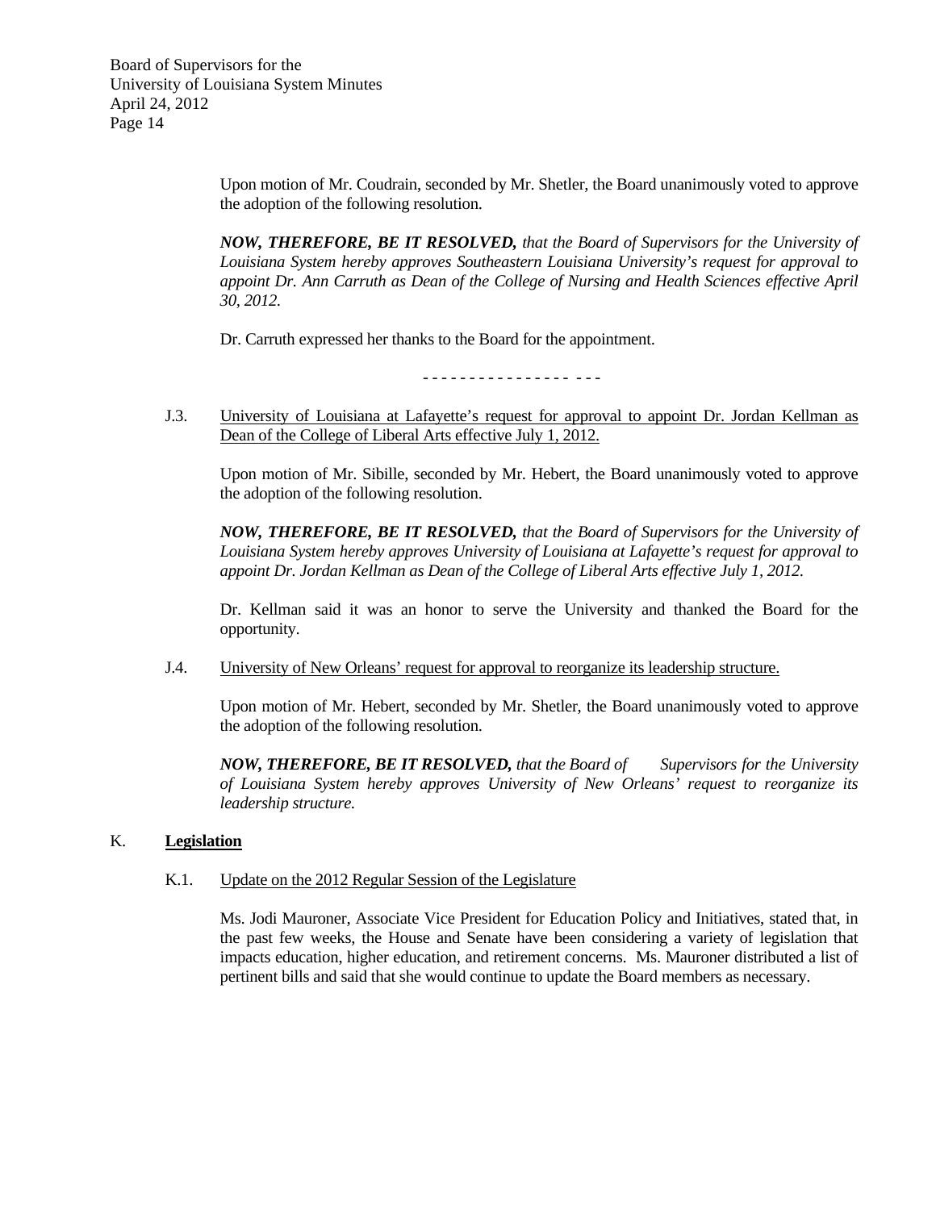Upon motion of Mr. Coudrain, seconded by Mr. Shetler, the Board unanimously voted to approve the adoption of the following resolution.

***NOW, THEREFORE, BE IT RESOLVED,*** *that the Board of Supervisors for the University of Louisiana System hereby approves Southeastern Louisiana University's request for approval to appoint Dr. Ann Carruth as Dean of the College of Nursing and Health Sciences effective April 30, 2012.*

Dr. Carruth expressed her thanks to the Board for the appointment.

\- - - - - - - - - - - - - - - - - - -

J.3. University of Louisiana at Lafayette's request for approval to appoint Dr. Jordan Kellman as Dean of the College of Liberal Arts effective July 1, 2012.

Upon motion of Mr. Sibille, seconded by Mr. Hebert, the Board unanimously voted to approve the adoption of the following resolution.

***NOW, THEREFORE, BE IT RESOLVED,*** *that the Board of Supervisors for the University of Louisiana System hereby approves University of Louisiana at Lafayette's request for approval to appoint Dr. Jordan Kellman as Dean of the College of Liberal Arts effective July 1, 2012.*

Dr. Kellman said it was an honor to serve the University and thanked the Board for the opportunity.

J.4. University of New Orleans' request for approval to reorganize its leadership structure.

Upon motion of Mr. Hebert, seconded by Mr. Shetler, the Board unanimously voted to approve the adoption of the following resolution.

***NOW, THEREFORE, BE IT RESOLVED,*** *that the Board of Supervisors for the University of Louisiana System hereby approves University of New Orleans' request to reorganize its leadership structure.*

## K. **Legislation**

K.1. Update on the 2012 Regular Session of the Legislature

Ms. Jodi Mauroner, Associate Vice President for Education Policy and Initiatives, stated that, in the past few weeks, the House and Senate have been considering a variety of legislation that impacts education, higher education, and retirement concerns. Ms. Mauroner distributed a list of pertinent bills and said that she would continue to update the Board members as necessary.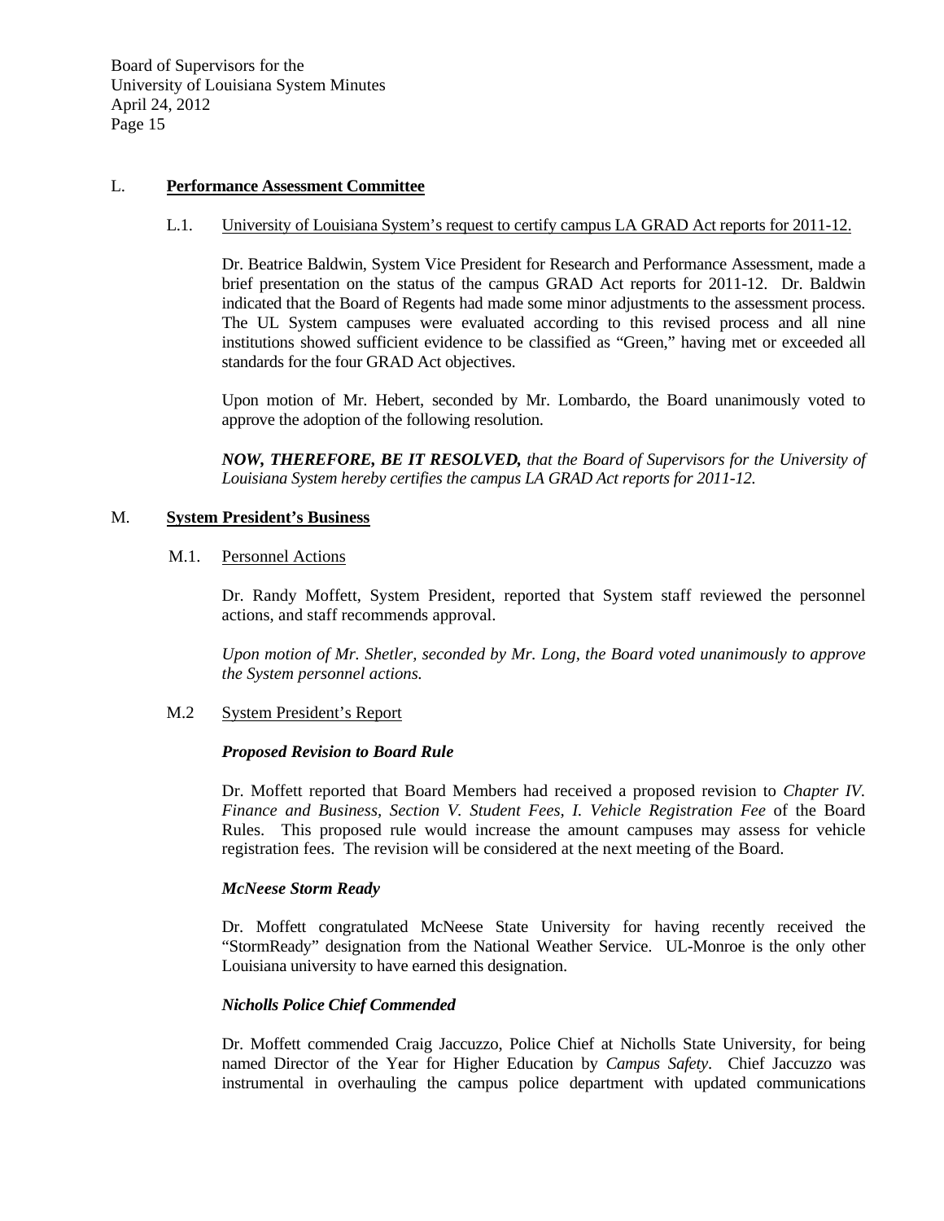## L. **Performance Assessment Committee**

### L.1. University of Louisiana System's request to certify campus LA GRAD Act reports for 2011-12.

Dr. Beatrice Baldwin, System Vice President for Research and Performance Assessment, made a brief presentation on the status of the campus GRAD Act reports for 2011-12. Dr. Baldwin indicated that the Board of Regents had made some minor adjustments to the assessment process. The UL System campuses were evaluated according to this revised process and all nine institutions showed sufficient evidence to be classified as "Green," having met or exceeded all standards for the four GRAD Act objectives.

Upon motion of Mr. Hebert, seconded by Mr. Lombardo, the Board unanimously voted to approve the adoption of the following resolution.

***NOW, THEREFORE, BE IT RESOLVED,*** *that the Board of Supervisors for the University of Louisiana System hereby certifies the campus LA GRAD Act reports for 2011-12.*

## M. **System President's Business**

### M.1. Personnel Actions

Dr. Randy Moffett, System President, reported that System staff reviewed the personnel actions, and staff recommends approval.

*Upon motion of Mr. Shetler, seconded by Mr. Long, the Board voted unanimously to approve the System personnel actions.*

### M.2 System President's Report

***Proposed Revision to Board Rule***

Dr. Moffett reported that Board Members had received a proposed revision to *Chapter IV. Finance and Business, Section V. Student Fees, I. Vehicle Registration Fee* of the Board Rules. This proposed rule would increase the amount campuses may assess for vehicle registration fees. The revision will be considered at the next meeting of the Board.

***McNeese Storm Ready***

Dr. Moffett congratulated McNeese State University for having recently received the "StormReady" designation from the National Weather Service. UL-Monroe is the only other Louisiana university to have earned this designation.

***Nicholls Police Chief Commended***

Dr. Moffett commended Craig Jaccuzzo, Police Chief at Nicholls State University, for being named Director of the Year for Higher Education by *Campus Safety*. Chief Jaccuzzo was instrumental in overhauling the campus police department with updated communications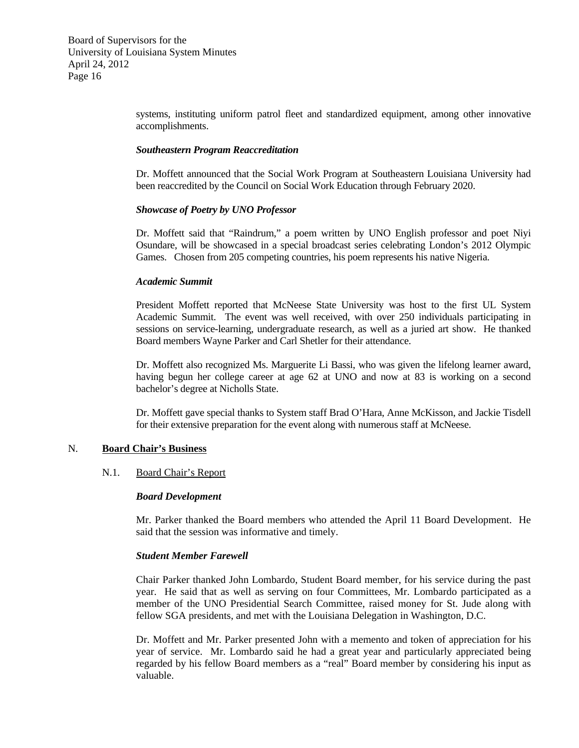systems, instituting uniform patrol fleet and standardized equipment, among other innovative accomplishments.

***Southeastern Program Reaccreditation***

Dr. Moffett announced that the Social Work Program at Southeastern Louisiana University had been reaccredited by the Council on Social Work Education through February 2020.

***Showcase of Poetry by UNO Professor***

Dr. Moffett said that "Raindrum," a poem written by UNO English professor and poet Niyi Osundare, will be showcased in a special broadcast series celebrating London's 2012 Olympic Games. Chosen from 205 competing countries, his poem represents his native Nigeria.

***Academic Summit***

President Moffett reported that McNeese State University was host to the first UL System Academic Summit. The event was well received, with over 250 individuals participating in sessions on service-learning, undergraduate research, as well as a juried art show. He thanked Board members Wayne Parker and Carl Shetler for their attendance.

Dr. Moffett also recognized Ms. Marguerite Li Bassi, who was given the lifelong learner award, having begun her college career at age 62 at UNO and now at 83 is working on a second bachelor's degree at Nicholls State.

Dr. Moffett gave special thanks to System staff Brad O'Hara, Anne McKisson, and Jackie Tisdell for their extensive preparation for the event along with numerous staff at McNeese.

## N. **Board Chair's Business**

### N.1. Board Chair's Report

***Board Development***

Mr. Parker thanked the Board members who attended the April 11 Board Development. He said that the session was informative and timely.

***Student Member Farewell***

Chair Parker thanked John Lombardo, Student Board member, for his service during the past year. He said that as well as serving on four Committees, Mr. Lombardo participated as a member of the UNO Presidential Search Committee, raised money for St. Jude along with fellow SGA presidents, and met with the Louisiana Delegation in Washington, D.C.

Dr. Moffett and Mr. Parker presented John with a memento and token of appreciation for his year of service. Mr. Lombardo said he had a great year and particularly appreciated being regarded by his fellow Board members as a "real" Board member by considering his input as valuable.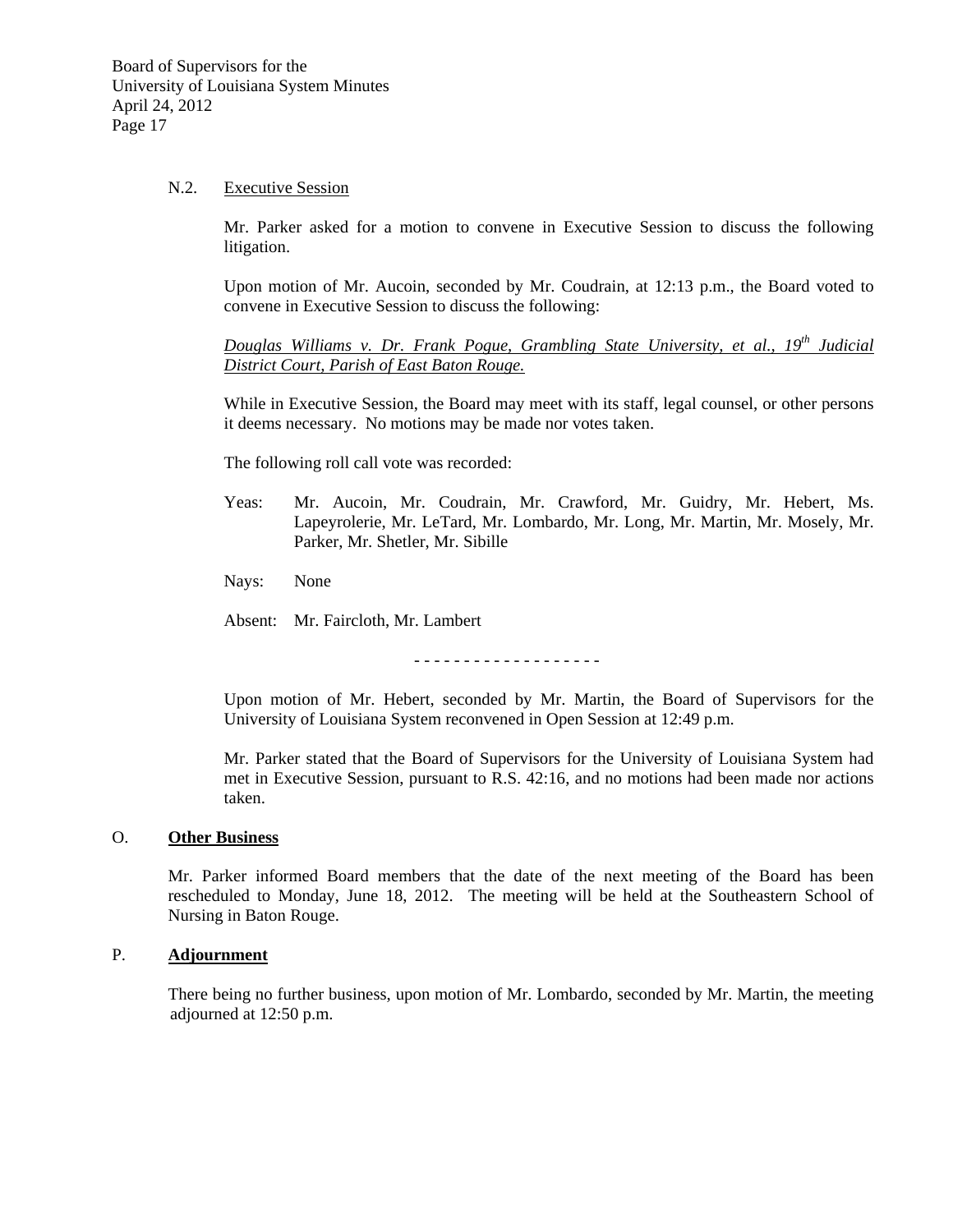N.2. Executive Session

Mr. Parker asked for a motion to convene in Executive Session to discuss the following litigation.

Upon motion of Mr. Aucoin, seconded by Mr. Coudrain, at 12:13 p.m., the Board voted to convene in Executive Session to discuss the following:

*Douglas Williams v. Dr. Frank Pogue, Grambling State University, et al., 19th Judicial District Court, Parish of East Baton Rouge.*

While in Executive Session, the Board may meet with its staff, legal counsel, or other persons it deems necessary. No motions may be made nor votes taken.

The following roll call vote was recorded:

Yeas: Mr. Aucoin, Mr. Coudrain, Mr. Crawford, Mr. Guidry, Mr. Hebert, Ms. Lapeyrolerie, Mr. LeTard, Mr. Lombardo, Mr. Long, Mr. Martin, Mr. Mosely, Mr. Parker, Mr. Shetler, Mr. Sibille

Nays: None

Absent: Mr. Faircloth, Mr. Lambert

\- - - - - - - - - - - - - - - - - - -

Upon motion of Mr. Hebert, seconded by Mr. Martin, the Board of Supervisors for the University of Louisiana System reconvened in Open Session at 12:49 p.m.

Mr. Parker stated that the Board of Supervisors for the University of Louisiana System had met in Executive Session, pursuant to R.S. 42:16, and no motions had been made nor actions taken.

## O. **Other Business**

Mr. Parker informed Board members that the date of the next meeting of the Board has been rescheduled to Monday, June 18, 2012. The meeting will be held at the Southeastern School of Nursing in Baton Rouge.

## P. **Adjournment**

There being no further business, upon motion of Mr. Lombardo, seconded by Mr. Martin, the meeting adjourned at 12:50 p.m.